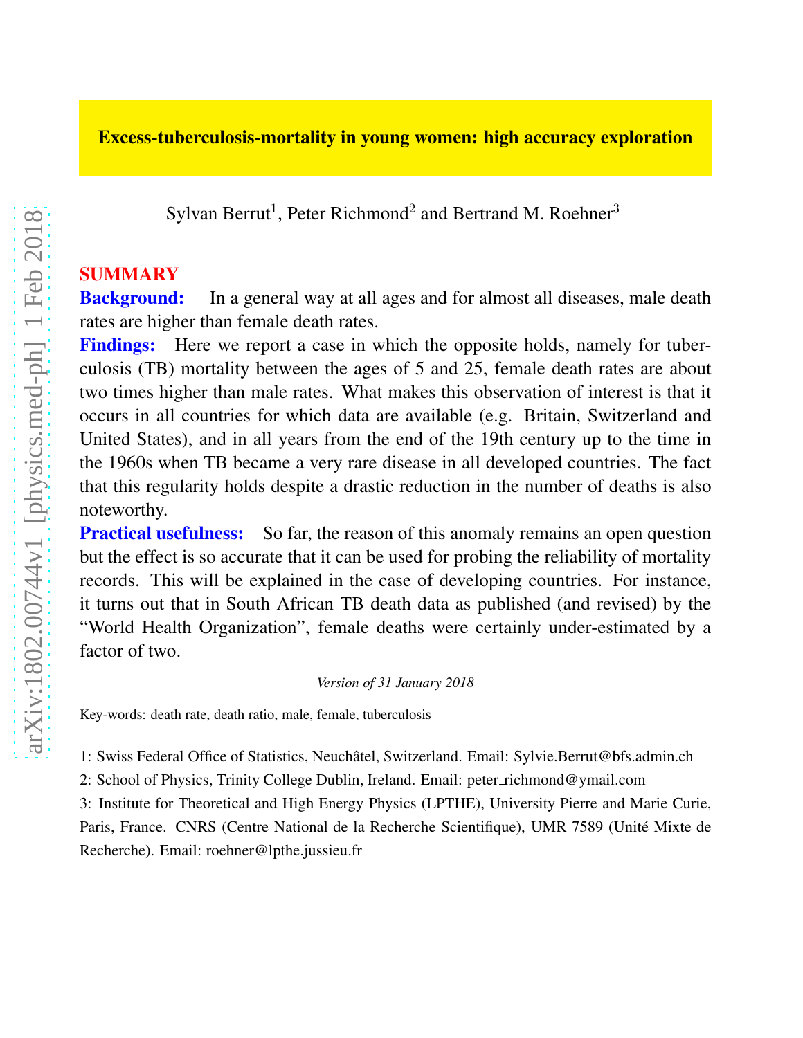# Excess-tuberculosis-mortality in young women: high accuracy exploration

Sylvan Berrut[1], Peter Richmond[2] and Bertrand M. Roehner[3]

## SUMMARY

**Background:** In a general way at all ages and for almost all diseases, male death rates are higher than female death rates.

**Findings:** Here we report a case in which the opposite holds, namely for tuberculosis (TB) mortality between the ages of 5 and 25, female death rates are about two times higher than male rates. What makes this observation of interest is that it occurs in all countries for which data are available (e.g. Britain, Switzerland and United States), and in all years from the end of the 19th century up to the time in the 1960s when TB became a very rare disease in all developed countries. The fact that this regularity holds despite a drastic reduction in the number of deaths is also noteworthy.

**Practical usefulness:** So far, the reason of this anomaly remains an open question but the effect is so accurate that it can be used for probing the reliability of mortality records. This will be explained in the case of developing countries. For instance, it turns out that in South African TB death data as published (and revised) by the "World Health Organization", female deaths were certainly under-estimated by a factor of two.

*Version of 31 January 2018*

Key-words: death rate, death ratio, male, female, tuberculosis

1: Swiss Federal Office of Statistics, Neuchâtel, Switzerland. Email: Sylvie.Berrut@bfs.admin.ch

2: School of Physics, Trinity College Dublin, Ireland. Email: peter_richmond@ymail.com

3: Institute for Theoretical and High Energy Physics (LPTHE), University Pierre and Marie Curie, Paris, France. CNRS (Centre National de la Recherche Scientifique), UMR 7589 (Unité Mixte de Recherche). Email: roehner@lpthe.jussieu.fr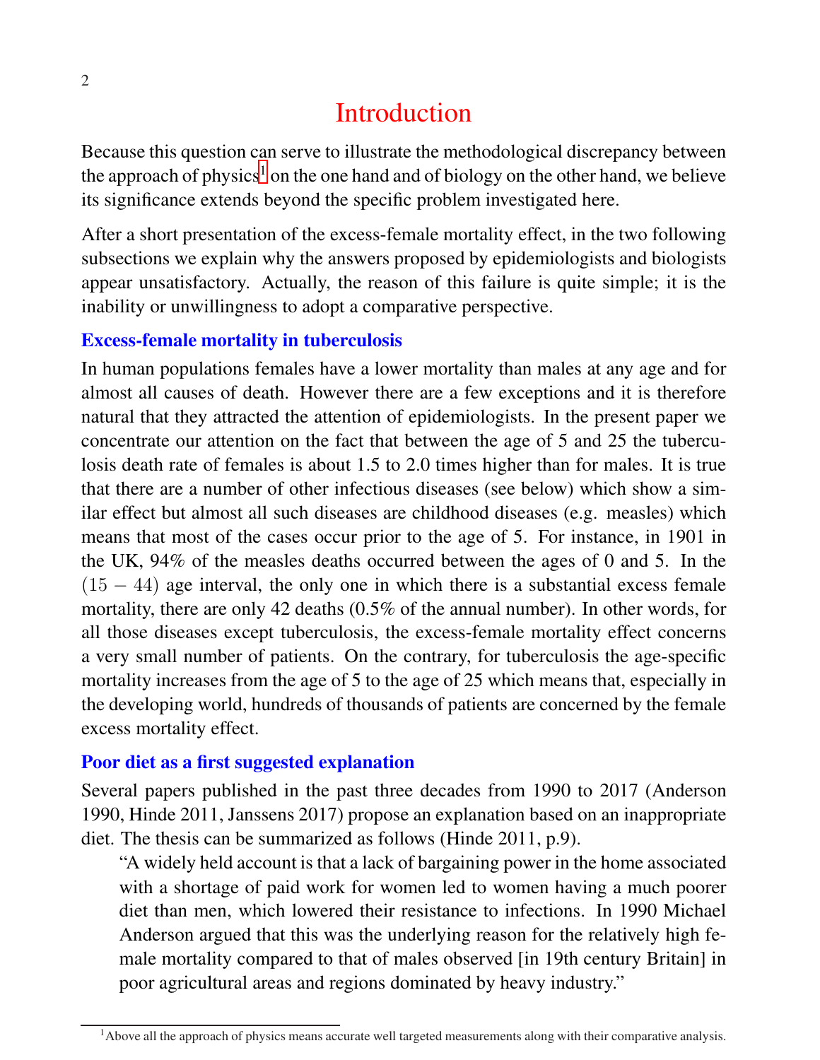# Introduction

Because this question can serve to illustrate the methodological discrepancy between the approach of physics[1] on the one hand and of biology on the other hand, we believe its significance extends beyond the specific problem investigated here.

After a short presentation of the excess-female mortality effect, in the two following subsections we explain why the answers proposed by epidemiologists and biologists appear unsatisfactory. Actually, the reason of this failure is quite simple; it is the inability or unwillingness to adopt a comparative perspective.

## Excess-female mortality in tuberculosis

In human populations females have a lower mortality than males at any age and for almost all causes of death. However there are a few exceptions and it is therefore natural that they attracted the attention of epidemiologists. In the present paper we concentrate our attention on the fact that between the age of 5 and 25 the tuberculosis death rate of females is about 1.5 to 2.0 times higher than for males. It is true that there are a number of other infectious diseases (see below) which show a similar effect but almost all such diseases are childhood diseases (e.g. measles) which means that most of the cases occur prior to the age of 5. For instance, in 1901 in the UK, 94% of the measles deaths occurred between the ages of 0 and 5. In the $(15-44)$ age interval, the only one in which there is a substantial excess female mortality, there are only 42 deaths (0.5% of the annual number). In other words, for all those diseases except tuberculosis, the excess-female mortality effect concerns a very small number of patients. On the contrary, for tuberculosis the age-specific mortality increases from the age of 5 to the age of 25 which means that, especially in the developing world, hundreds of thousands of patients are concerned by the female excess mortality effect.

## Poor diet as a first suggested explanation

Several papers published in the past three decades from 1990 to 2017 (Anderson 1990, Hinde 2011, Janssens 2017) propose an explanation based on an inappropriate diet. The thesis can be summarized as follows (Hinde 2011, p.9).

> "A widely held account is that a lack of bargaining power in the home associated with a shortage of paid work for women led to women having a much poorer diet than men, which lowered their resistance to infections. In 1990 Michael Anderson argued that this was the underlying reason for the relatively high female mortality compared to that of males observed [in 19th century Britain] in poor agricultural areas and regions dominated by heavy industry."

[1] Above all the approach of physics means accurate well targeted measurements along with their comparative analysis.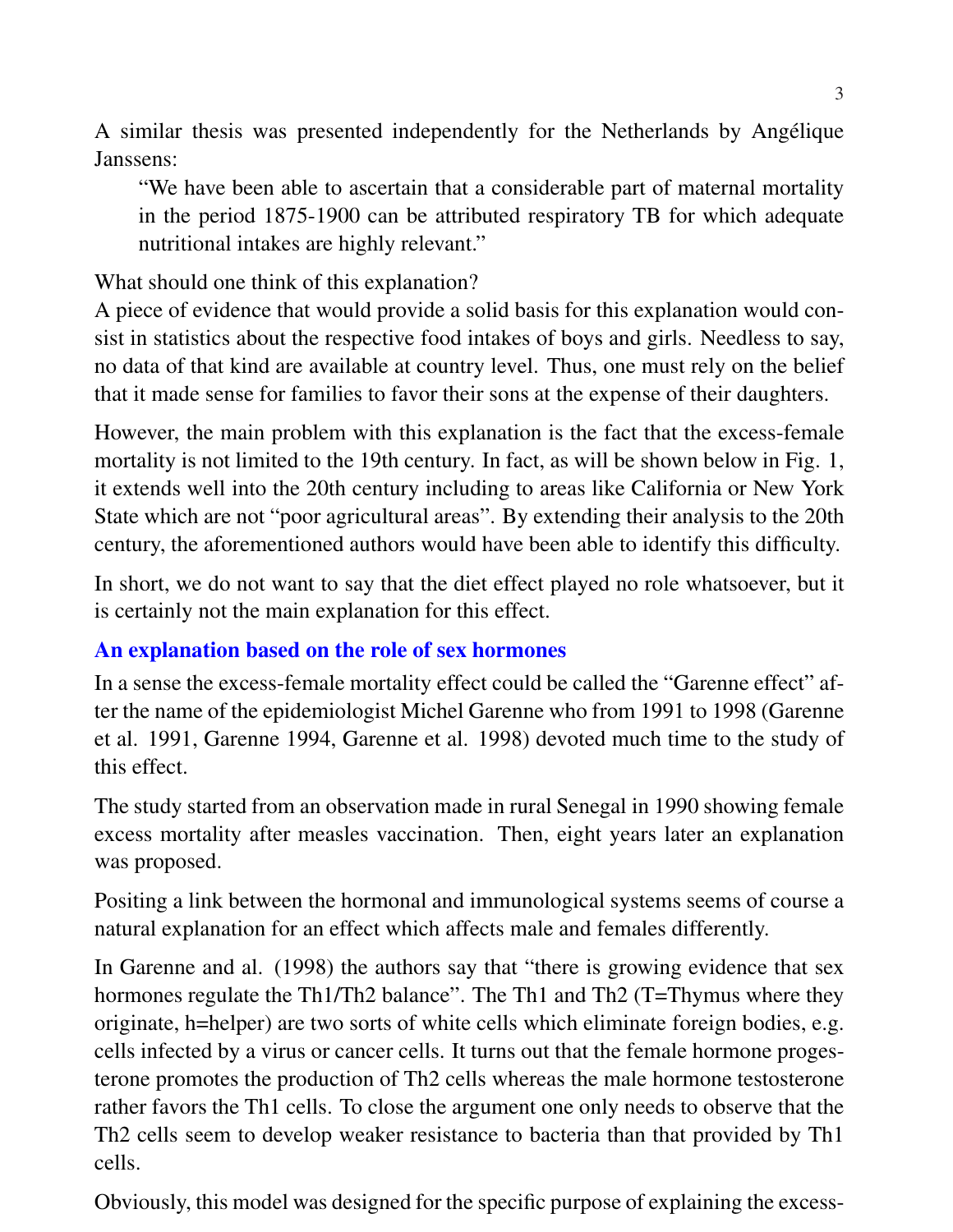A similar thesis was presented independently for the Netherlands by Angélique Janssens:

> "We have been able to ascertain that a considerable part of maternal mortality in the period 1875-1900 can be attributed respiratory TB for which adequate nutritional intakes are highly relevant."

What should one think of this explanation?
A piece of evidence that would provide a solid basis for this explanation would consist in statistics about the respective food intakes of boys and girls. Needless to say, no data of that kind are available at country level. Thus, one must rely on the belief that it made sense for families to favor their sons at the expense of their daughters.

However, the main problem with this explanation is the fact that the excess-female mortality is not limited to the 19th century. In fact, as will be shown below in Fig. 1, it extends well into the 20th century including to areas like California or New York State which are not "poor agricultural areas". By extending their analysis to the 20th century, the aforementioned authors would have been able to identify this difficulty.

In short, we do not want to say that the diet effect played no role whatsoever, but it is certainly not the main explanation for this effect.

## An explanation based on the role of sex hormones

In a sense the excess-female mortality effect could be called the "Garenne effect" after the name of the epidemiologist Michel Garenne who from 1991 to 1998 (Garenne et al. 1991, Garenne 1994, Garenne et al. 1998) devoted much time to the study of this effect.

The study started from an observation made in rural Senegal in 1990 showing female excess mortality after measles vaccination. Then, eight years later an explanation was proposed.

Positing a link between the hormonal and immunological systems seems of course a natural explanation for an effect which affects male and females differently.

In Garenne and al. (1998) the authors say that "there is growing evidence that sex hormones regulate the Th1/Th2 balance". The Th1 and Th2 (T=Thymus where they originate, h=helper) are two sorts of white cells which eliminate foreign bodies, e.g. cells infected by a virus or cancer cells. It turns out that the female hormone progesterone promotes the production of Th2 cells whereas the male hormone testosterone rather favors the Th1 cells. To close the argument one only needs to observe that the Th2 cells seem to develop weaker resistance to bacteria than that provided by Th1 cells.

Obviously, this model was designed for the specific purpose of explaining the excess-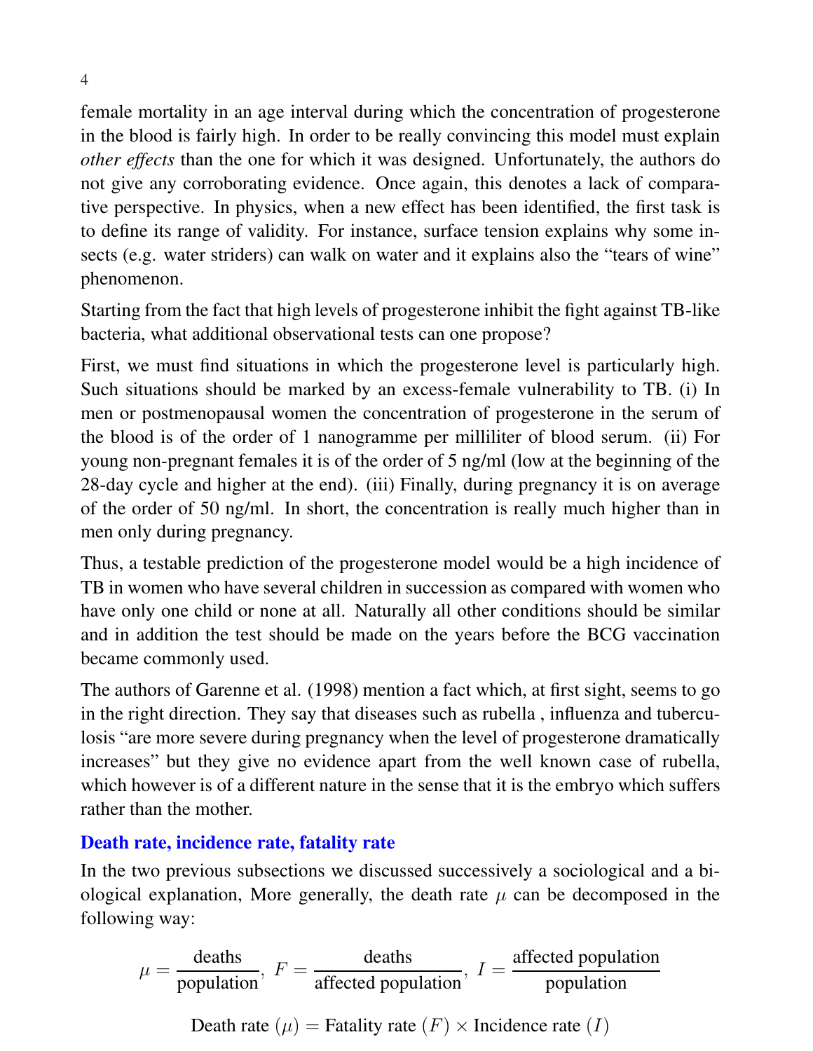female mortality in an age interval during which the concentration of progesterone in the blood is fairly high. In order to be really convincing this model must explain *other effects* than the one for which it was designed. Unfortunately, the authors do not give any corroborating evidence. Once again, this denotes a lack of comparative perspective. In physics, when a new effect has been identified, the first task is to define its range of validity. For instance, surface tension explains why some insects (e.g. water striders) can walk on water and it explains also the "tears of wine" phenomenon.

Starting from the fact that high levels of progesterone inhibit the fight against TB-like bacteria, what additional observational tests can one propose?

First, we must find situations in which the progesterone level is particularly high. Such situations should be marked by an excess-female vulnerability to TB. (i) In men or postmenopausal women the concentration of progesterone in the serum of the blood is of the order of 1 nanogramme per milliliter of blood serum. (ii) For young non-pregnant females it is of the order of 5 ng/ml (low at the beginning of the 28-day cycle and higher at the end). (iii) Finally, during pregnancy it is on average of the order of 50 ng/ml. In short, the concentration is really much higher than in men only during pregnancy.

Thus, a testable prediction of the progesterone model would be a high incidence of TB in women who have several children in succession as compared with women who have only one child or none at all. Naturally all other conditions should be similar and in addition the test should be made on the years before the BCG vaccination became commonly used.

The authors of Garenne et al. (1998) mention a fact which, at first sight, seems to go in the right direction. They say that diseases such as rubella , influenza and tuberculosis "are more severe during pregnancy when the level of progesterone dramatically increases" but they give no evidence apart from the well known case of rubella, which however is of a different nature in the sense that it is the embryo which suffers rather than the mother.

### Death rate, incidence rate, fatality rate

In the two previous subsections we discussed successively a sociological and a biological explanation, More generally, the death rate $\mu$ can be decomposed in the following way:

$$\mu = \frac{\text{deaths}}{\text{population}},\ F = \frac{\text{deaths}}{\text{affected population}},\ I = \frac{\text{affected population}}{\text{population}}$$

$$\text{Death rate } (\mu) = \text{Fatality rate } (F) \times \text{Incidence rate } (I)$$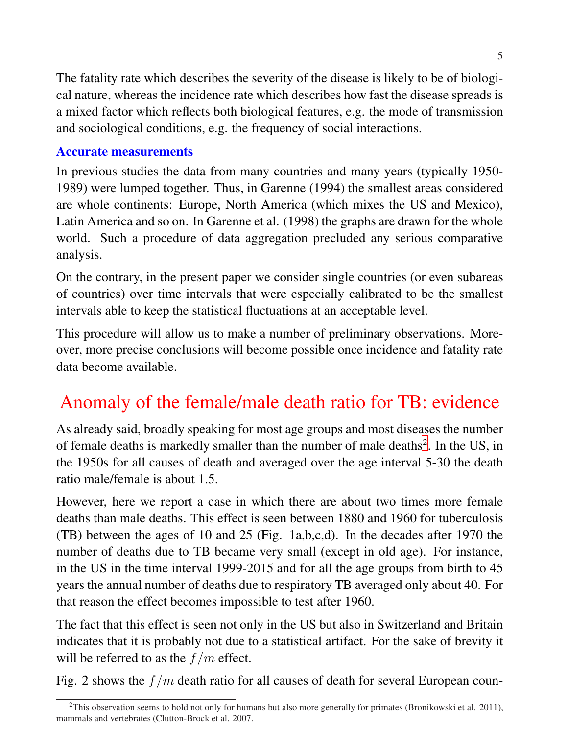The fatality rate which describes the severity of the disease is likely to be of biological nature, whereas the incidence rate which describes how fast the disease spreads is a mixed factor which reflects both biological features, e.g. the mode of transmission and sociological conditions, e.g. the frequency of social interactions.

### Accurate measurements

In previous studies the data from many countries and many years (typically 1950-1989) were lumped together. Thus, in Garenne (1994) the smallest areas considered are whole continents: Europe, North America (which mixes the US and Mexico), Latin America and so on. In Garenne et al. (1998) the graphs are drawn for the whole world. Such a procedure of data aggregation precluded any serious comparative analysis.

On the contrary, in the present paper we consider single countries (or even subareas of countries) over time intervals that were especially calibrated to be the smallest intervals able to keep the statistical fluctuations at an acceptable level.

This procedure will allow us to make a number of preliminary observations. Moreover, more precise conclusions will become possible once incidence and fatality rate data become available.

## Anomaly of the female/male death ratio for TB: evidence

As already said, broadly speaking for most age groups and most diseases the number of female deaths is markedly smaller than the number of male deaths[2]. In the US, in the 1950s for all causes of death and averaged over the age interval 5-30 the death ratio male/female is about 1.5.

However, here we report a case in which there are about two times more female deaths than male deaths. This effect is seen between 1880 and 1960 for tuberculosis (TB) between the ages of 10 and 25 (Fig. 1a,b,c,d). In the decades after 1970 the number of deaths due to TB became very small (except in old age). For instance, in the US in the time interval 1999-2015 and for all the age groups from birth to 45 years the annual number of deaths due to respiratory TB averaged only about 40. For that reason the effect becomes impossible to test after 1960.

The fact that this effect is seen not only in the US but also in Switzerland and Britain indicates that it is probably not due to a statistical artifact. For the sake of brevity it will be referred to as the $f/m$ effect.

Fig. 2 shows the $f/m$ death ratio for all causes of death for several European coun-

---

[2]This observation seems to hold not only for humans but also more generally for primates (Bronikowski et al. 2011), mammals and vertebrates (Clutton-Brock et al. 2007.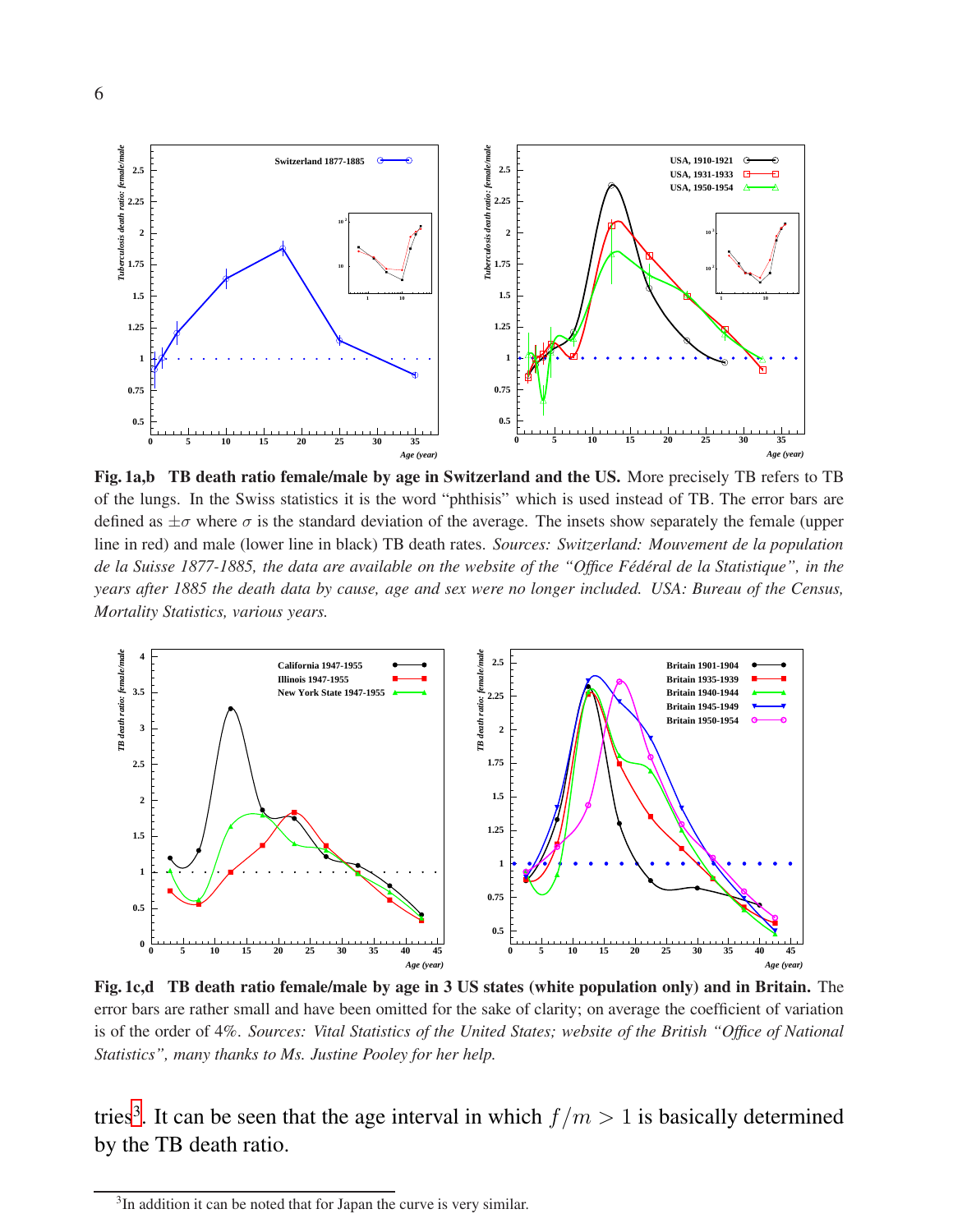**Fig. 1a,b TB death ratio female/male by age in Switzerland and the US.** More precisely TB refers to TB of the lungs. In the Swiss statistics it is the word "phthisis" which is used instead of TB. The error bars are defined as $\pm\sigma$ where $\sigma$ is the standard deviation of the average. The insets show separately the female (upper line in red) and male (lower line in black) TB death rates. *Sources: Switzerland: Mouvement de la population de la Suisse 1877-1885, the data are available on the website of the "Office Fédéral de la Statistique", in the years after 1885 the death data by cause, age and sex were no longer included. USA: Bureau of the Census, Mortality Statistics, various years.*

**Fig. 1c,d TB death ratio female/male by age in 3 US states (white population only) and in Britain.** The error bars are rather small and have been omitted for the sake of clarity; on average the coefficient of variation is of the order of 4%. *Sources: Vital Statistics of the United States; website of the British "Office of National Statistics", many thanks to Ms. Justine Pooley for her help.*

tries[3]. It can be seen that the age interval in which $f/m > 1$ is basically determined by the TB death ratio.

[3] In addition it can be noted that for Japan the curve is very similar.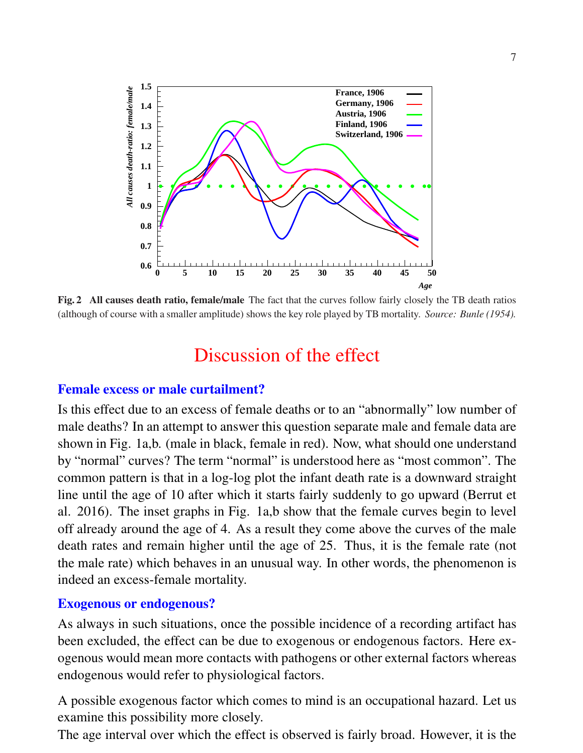**Fig. 2 All causes death ratio, female/male** The fact that the curves follow fairly closely the TB death ratios (although of course with a smaller amplitude) shows the key role played by TB mortality. *Source: Bunle (1954).*

# Discussion of the effect

## Female excess or male curtailment?

Is this effect due to an excess of female deaths or to an "abnormally" low number of male deaths? In an attempt to answer this question separate male and female data are shown in Fig. 1a,b. (male in black, female in red). Now, what should one understand by "normal" curves? The term "normal" is understood here as "most common". The common pattern is that in a log-log plot the infant death rate is a downward straight line until the age of 10 after which it starts fairly suddenly to go upward (Berrut et al. 2016). The inset graphs in Fig. 1a,b show that the female curves begin to level off already around the age of 4. As a result they come above the curves of the male death rates and remain higher until the age of 25. Thus, it is the female rate (not the male rate) which behaves in an unusual way. In other words, the phenomenon is indeed an excess-female mortality.

## Exogenous or endogenous?

As always in such situations, once the possible incidence of a recording artifact has been excluded, the effect can be due to exogenous or endogenous factors. Here exogenous would mean more contacts with pathogens or other external factors whereas endogenous would refer to physiological factors.

A possible exogenous factor which comes to mind is an occupational hazard. Let us examine this possibility more closely.
The age interval over which the effect is observed is fairly broad. However, it is the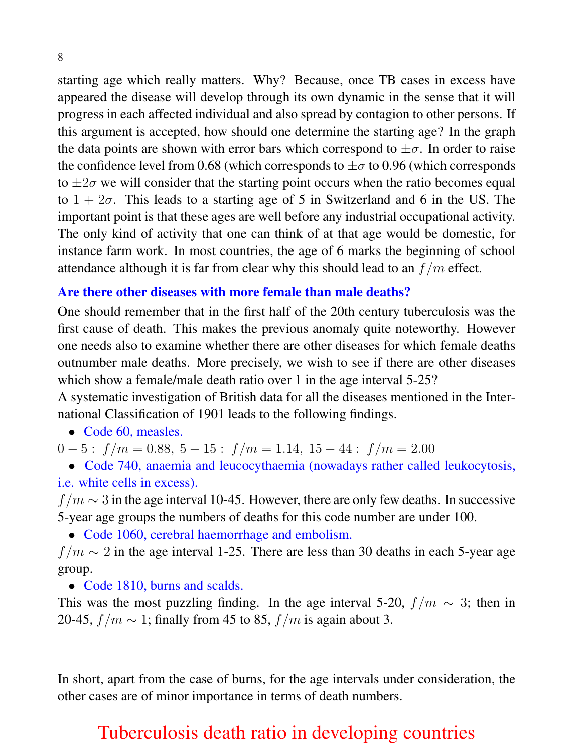starting age which really matters. Why? Because, once TB cases in excess have appeared the disease will develop through its own dynamic in the sense that it will progress in each affected individual and also spread by contagion to other persons. If this argument is accepted, how should one determine the starting age? In the graph the data points are shown with error bars which correspond to $\pm\sigma$. In order to raise the confidence level from 0.68 (which corresponds to $\pm\sigma$ to 0.96 (which corresponds to $\pm 2\sigma$ we will consider that the starting point occurs when the ratio becomes equal to $1 + 2\sigma$. This leads to a starting age of 5 in Switzerland and 6 in the US. The important point is that these ages are well before any industrial occupational activity. The only kind of activity that one can think of at that age would be domestic, for instance farm work. In most countries, the age of 6 marks the beginning of school attendance although it is far from clear why this should lead to an $f/m$ effect.

### Are there other diseases with more female than male deaths?

One should remember that in the first half of the 20th century tuberculosis was the first cause of death. This makes the previous anomaly quite noteworthy. However one needs also to examine whether there are other diseases for which female deaths outnumber male deaths. More precisely, we wish to see if there are other diseases which show a female/male death ratio over 1 in the age interval 5-25?

A systematic investigation of British data for all the diseases mentioned in the International Classification of 1901 leads to the following findings.

- Code 60, measles.

$0-5: \ f/m = 0.88, \ 5-15: \ f/m = 1.14, \ 15-44: \ f/m = 2.00$

- Code 740, anaemia and leucocythaemia (nowadays rather called leukocytosis, i.e. white cells in excess).

$f/m \sim 3$ in the age interval 10-45. However, there are only few deaths. In successive 5-year age groups the numbers of deaths for this code number are under 100.

- Code 1060, cerebral haemorrhage and embolism.

$f/m \sim 2$ in the age interval 1-25. There are less than 30 deaths in each 5-year age group.

- Code 1810, burns and scalds.

This was the most puzzling finding. In the age interval 5-20, $f/m \sim 3$; then in 20-45, $f/m \sim 1$; finally from 45 to 85, $f/m$ is again about 3.

In short, apart from the case of burns, for the age intervals under consideration, the other cases are of minor importance in terms of death numbers.

# Tuberculosis death ratio in developing countries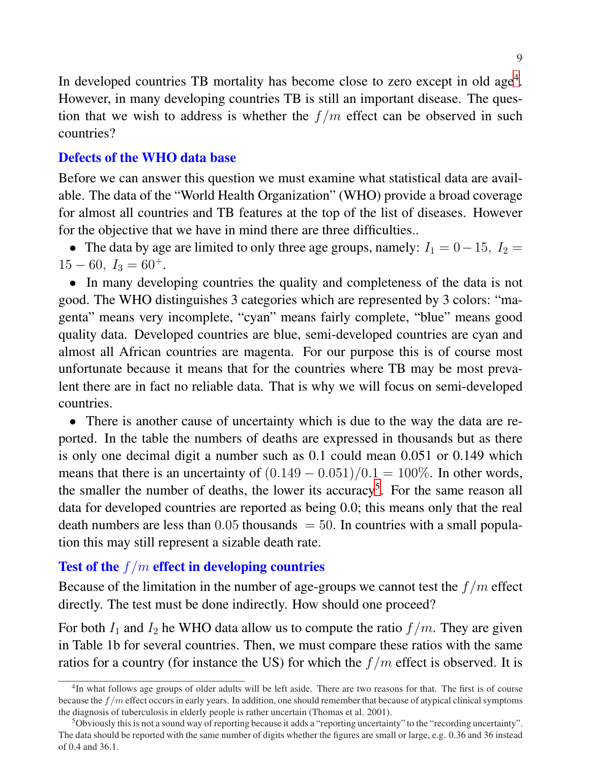In developed countries TB mortality has become close to zero except in old age[4]. However, in many developing countries TB is still an important disease. The question that we wish to address is whether the $f/m$ effect can be observed in such countries?

## Defects of the WHO data base

Before we can answer this question we must examine what statistical data are available. The data of the "World Health Organization" (WHO) provide a broad coverage for almost all countries and TB features at the top of the list of diseases. However for the objective that we have in mind there are three difficulties..

- The data by age are limited to only three age groups, namely: $I_1 = 0-15,\ I_2 = 15-60,\ I_3 = 60^+$.
- In many developing countries the quality and completeness of the data is not good. The WHO distinguishes 3 categories which are represented by 3 colors: "magenta" means very incomplete, "cyan" means fairly complete, "blue" means good quality data. Developed countries are blue, semi-developed countries are cyan and almost all African countries are magenta. For our purpose this is of course most unfortunate because it means that for the countries where TB may be most prevalent there are in fact no reliable data. That is why we will focus on semi-developed countries.
- There is another cause of uncertainty which is due to the way the data are reported. In the table the numbers of deaths are expressed in thousands but as there is only one decimal digit a number such as 0.1 could mean 0.051 or 0.149 which means that there is an uncertainty of $(0.149 - 0.051)/0.1 = 100\%$. In other words, the smaller the number of deaths, the lower its accuracy[5]. For the same reason all data for developed countries are reported as being 0.0; this means only that the real death numbers are less than $0.05$ thousands $= 50$. In countries with a small population this may still represent a sizable death rate.

## Test of the $f/m$ effect in developing countries

Because of the limitation in the number of age-groups we cannot test the $f/m$ effect directly. The test must be done indirectly. How should one proceed?

For both $I_1$ and $I_2$ he WHO data allow us to compute the ratio $f/m$. They are given in Table 1b for several countries. Then, we must compare these ratios with the same ratios for a country (for instance the US) for which the $f/m$ effect is observed. It is

---

[4] In what follows age groups of older adults will be left aside. There are two reasons for that. The first is of course because the $f/m$ effect occurs in early years. In addition, one should remember that because of atypical clinical symptoms the diagnosis of tuberculosis in elderly people is rather uncertain (Thomas et al. 2001).

[5] Obviously this is not a sound way of reporting because it adds a "reporting uncertainty" to the "recording uncertainty". The data should be reported with the same number of digits whether the figures are small or large, e.g. 0.36 and 36 instead of 0.4 and 36.1.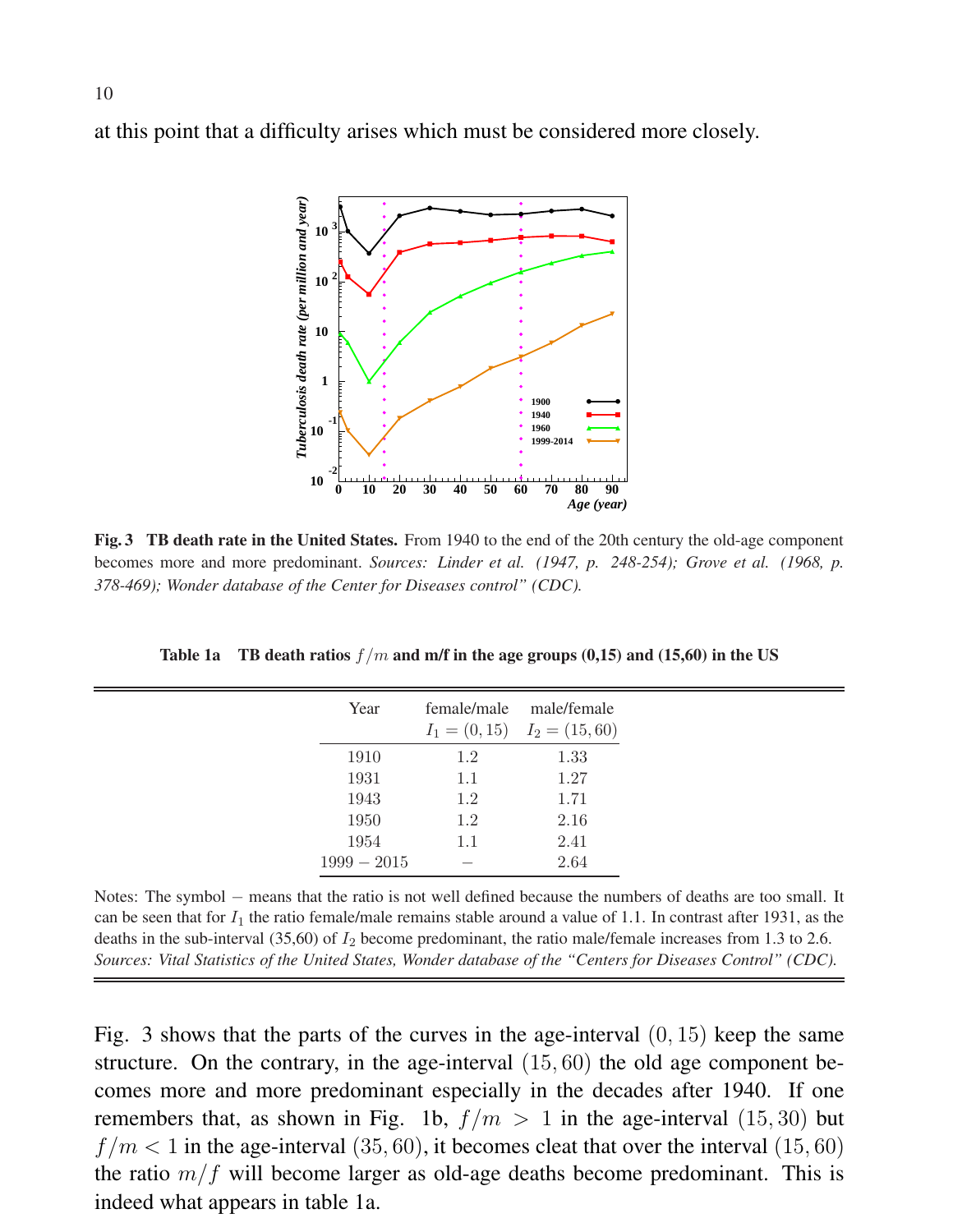at this point that a difficulty arises which must be considered more closely.

**Fig. 3 TB death rate in the United States.** From 1940 to the end of the 20th century the old-age component becomes more and more predominant. *Sources: Linder et al. (1947, p. 248-254); Grove et al. (1968, p. 378-469); Wonder database of the Center for Diseases control" (CDC).*

**Table 1a TB death ratios $f/m$ and m/f in the age groups (0,15) and (15,60) in the US**

| Year | female/male $I_1 = (0, 15)$ | male/female $I_2 = (15, 60)$ |
|---|---|---|
| 1910 | 1.2 | 1.33 |
| 1931 | 1.1 | 1.27 |
| 1943 | 1.2 | 1.71 |
| 1950 | 1.2 | 2.16 |
| 1954 | 1.1 | 2.41 |
| $1999 - 2015$ | $-$ | 2.64 |

Notes: The symbol $-$ means that the ratio is not well defined because the numbers of deaths are too small. It can be seen that for $I_1$ the ratio female/male remains stable around a value of 1.1. In contrast after 1931, as the deaths in the sub-interval (35,60) of $I_2$ become predominant, the ratio male/female increases from 1.3 to 2.6. *Sources: Vital Statistics of the United States, Wonder database of the "Centers for Diseases Control" (CDC).*

Fig. 3 shows that the parts of the curves in the age-interval $(0, 15)$ keep the same structure. On the contrary, in the age-interval $(15, 60)$ the old age component becomes more and more predominant especially in the decades after 1940. If one remembers that, as shown in Fig. 1b, $f/m > 1$ in the age-interval $(15, 30)$ but $f/m < 1$ in the age-interval $(35, 60)$, it becomes cleat that over the interval $(15, 60)$ the ratio $m/f$ will become larger as old-age deaths become predominant. This is indeed what appears in table 1a.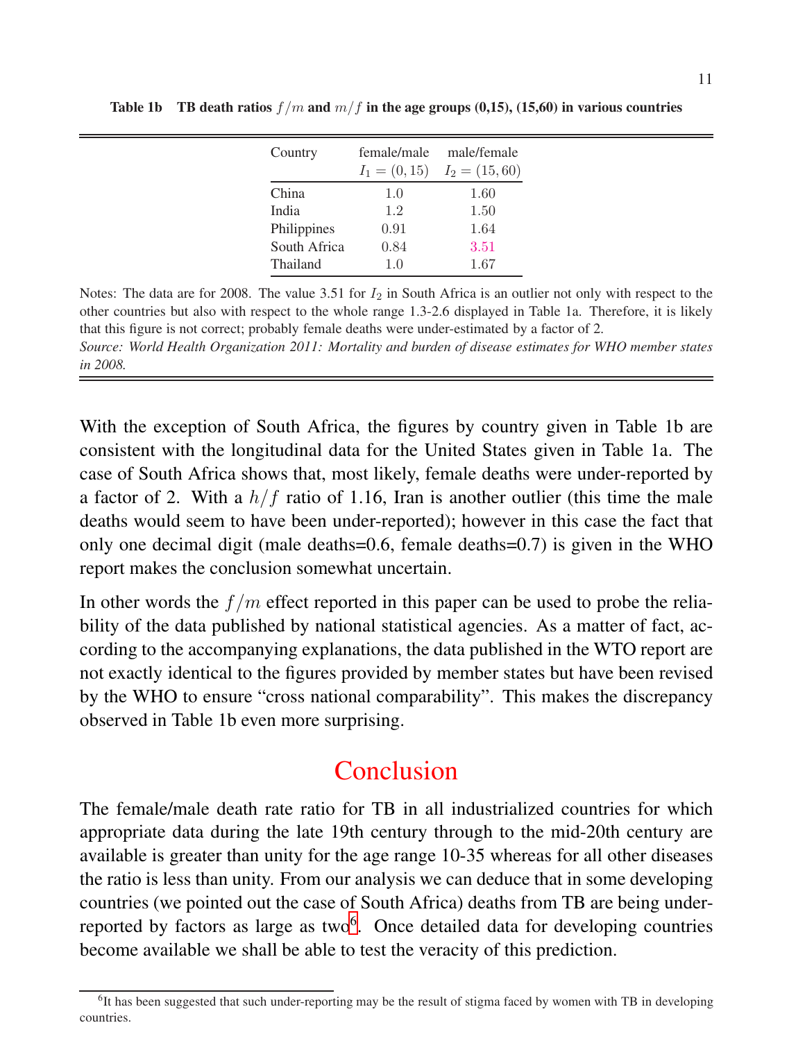**Table 1b TB death ratios $f/m$ and $m/f$ in the age groups (0,15), (15,60) in various countries**

| Country | female/male $I_1 = (0, 15)$ | male/female $I_2 = (15, 60)$ |
|---|---|---|
| China | 1.0 | 1.60 |
| India | 1.2 | 1.50 |
| Philippines | 0.91 | 1.64 |
| South Africa | 0.84 | 3.51 |
| Thailand | 1.0 | 1.67 |

Notes: The data are for 2008. The value 3.51 for $I_2$ in South Africa is an outlier not only with respect to the other countries but also with respect to the whole range 1.3-2.6 displayed in Table 1a. Therefore, it is likely that this figure is not correct; probably female deaths were under-estimated by a factor of 2.
*Source: World Health Organization 2011: Mortality and burden of disease estimates for WHO member states in 2008.*

With the exception of South Africa, the figures by country given in Table 1b are consistent with the longitudinal data for the United States given in Table 1a. The case of South Africa shows that, most likely, female deaths were under-reported by a factor of 2. With a $h/f$ ratio of 1.16, Iran is another outlier (this time the male deaths would seem to have been under-reported); however in this case the fact that only one decimal digit (male deaths=0.6, female deaths=0.7) is given in the WHO report makes the conclusion somewhat uncertain.

In other words the $f/m$ effect reported in this paper can be used to probe the reliability of the data published by national statistical agencies. As a matter of fact, according to the accompanying explanations, the data published in the WTO report are not exactly identical to the figures provided by member states but have been revised by the WHO to ensure "cross national comparability". This makes the discrepancy observed in Table 1b even more surprising.

## Conclusion

The female/male death rate ratio for TB in all industrialized countries for which appropriate data during the late 19th century through to the mid-20th century are available is greater than unity for the age range 10-35 whereas for all other diseases the ratio is less than unity. From our analysis we can deduce that in some developing countries (we pointed out the case of South Africa) deaths from TB are being under-reported by factors as large as two[6]. Once detailed data for developing countries become available we shall be able to test the veracity of this prediction.

[6] It has been suggested that such under-reporting may be the result of stigma faced by women with TB in developing countries.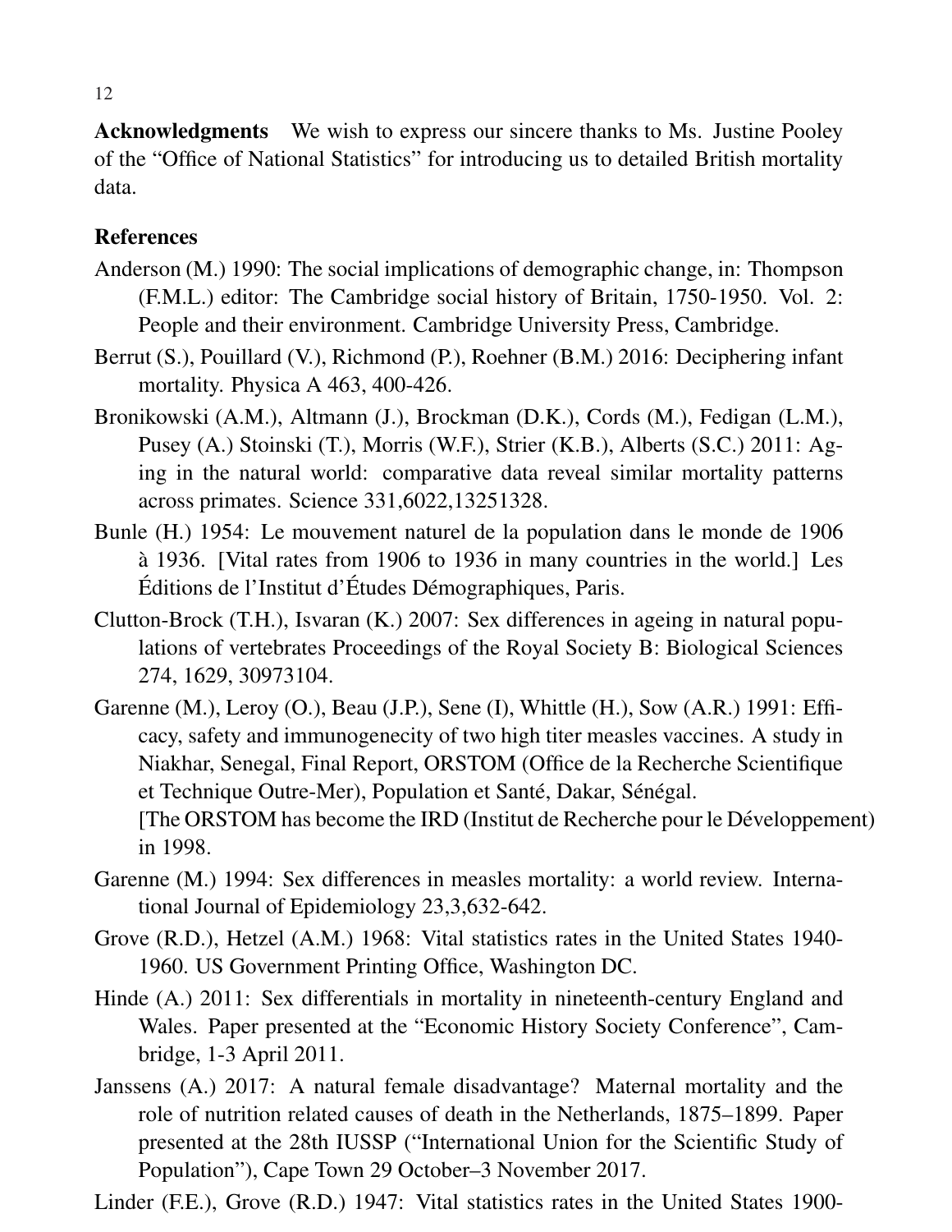**Acknowledgments** We wish to express our sincere thanks to Ms. Justine Pooley of the "Office of National Statistics" for introducing us to detailed British mortality data.

## References

Anderson (M.) 1990: The social implications of demographic change, in: Thompson (F.M.L.) editor: The Cambridge social history of Britain, 1750-1950. Vol. 2: People and their environment. Cambridge University Press, Cambridge.

Berrut (S.), Pouillard (V.), Richmond (P.), Roehner (B.M.) 2016: Deciphering infant mortality. Physica A 463, 400-426.

Bronikowski (A.M.), Altmann (J.), Brockman (D.K.), Cords (M.), Fedigan (L.M.), Pusey (A.) Stoinski (T.), Morris (W.F.), Strier (K.B.), Alberts (S.C.) 2011: Aging in the natural world: comparative data reveal similar mortality patterns across primates. Science 331,6022,13251328.

Bunle (H.) 1954: Le mouvement naturel de la population dans le monde de 1906 à 1936. [Vital rates from 1906 to 1936 in many countries in the world.] Les Éditions de l'Institut d'Études Démographiques, Paris.

Clutton-Brock (T.H.), Isvaran (K.) 2007: Sex differences in ageing in natural populations of vertebrates Proceedings of the Royal Society B: Biological Sciences 274, 1629, 30973104.

Garenne (M.), Leroy (O.), Beau (J.P.), Sene (I), Whittle (H.), Sow (A.R.) 1991: Efficacy, safety and immunogenecity of two high titer measles vaccines. A study in Niakhar, Senegal, Final Report, ORSTOM (Office de la Recherche Scientifique et Technique Outre-Mer), Population et Santé, Dakar, Sénégal.
[The ORSTOM has become the IRD (Institut de Recherche pour le Développement) in 1998.

Garenne (M.) 1994: Sex differences in measles mortality: a world review. International Journal of Epidemiology 23,3,632-642.

Grove (R.D.), Hetzel (A.M.) 1968: Vital statistics rates in the United States 1940-1960. US Government Printing Office, Washington DC.

Hinde (A.) 2011: Sex differentials in mortality in nineteenth-century England and Wales. Paper presented at the "Economic History Society Conference", Cambridge, 1-3 April 2011.

Janssens (A.) 2017: A natural female disadvantage? Maternal mortality and the role of nutrition related causes of death in the Netherlands, 1875–1899. Paper presented at the 28th IUSSP ("International Union for the Scientific Study of Population"), Cape Town 29 October–3 November 2017.

Linder (F.E.), Grove (R.D.) 1947: Vital statistics rates in the United States 1900-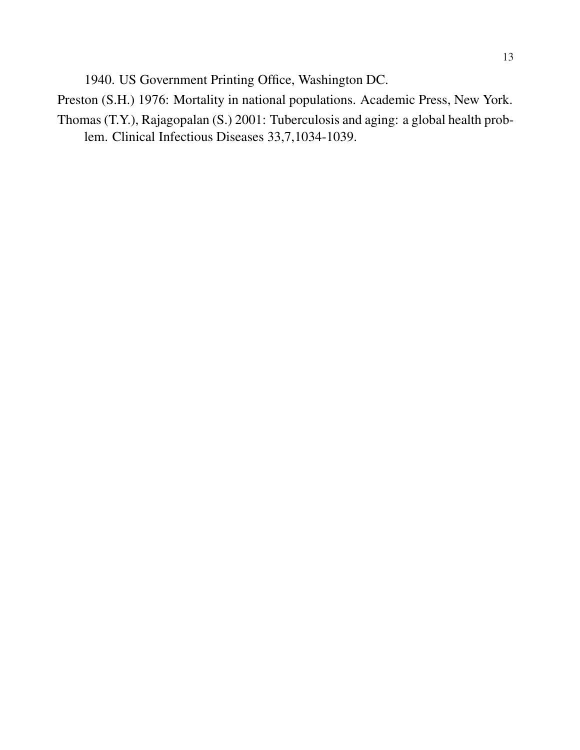1940. US Government Printing Office, Washington DC.

Preston (S.H.) 1976: Mortality in national populations. Academic Press, New York.

Thomas (T.Y.), Rajagopalan (S.) 2001: Tuberculosis and aging: a global health problem. Clinical Infectious Diseases 33,7,1034-1039.